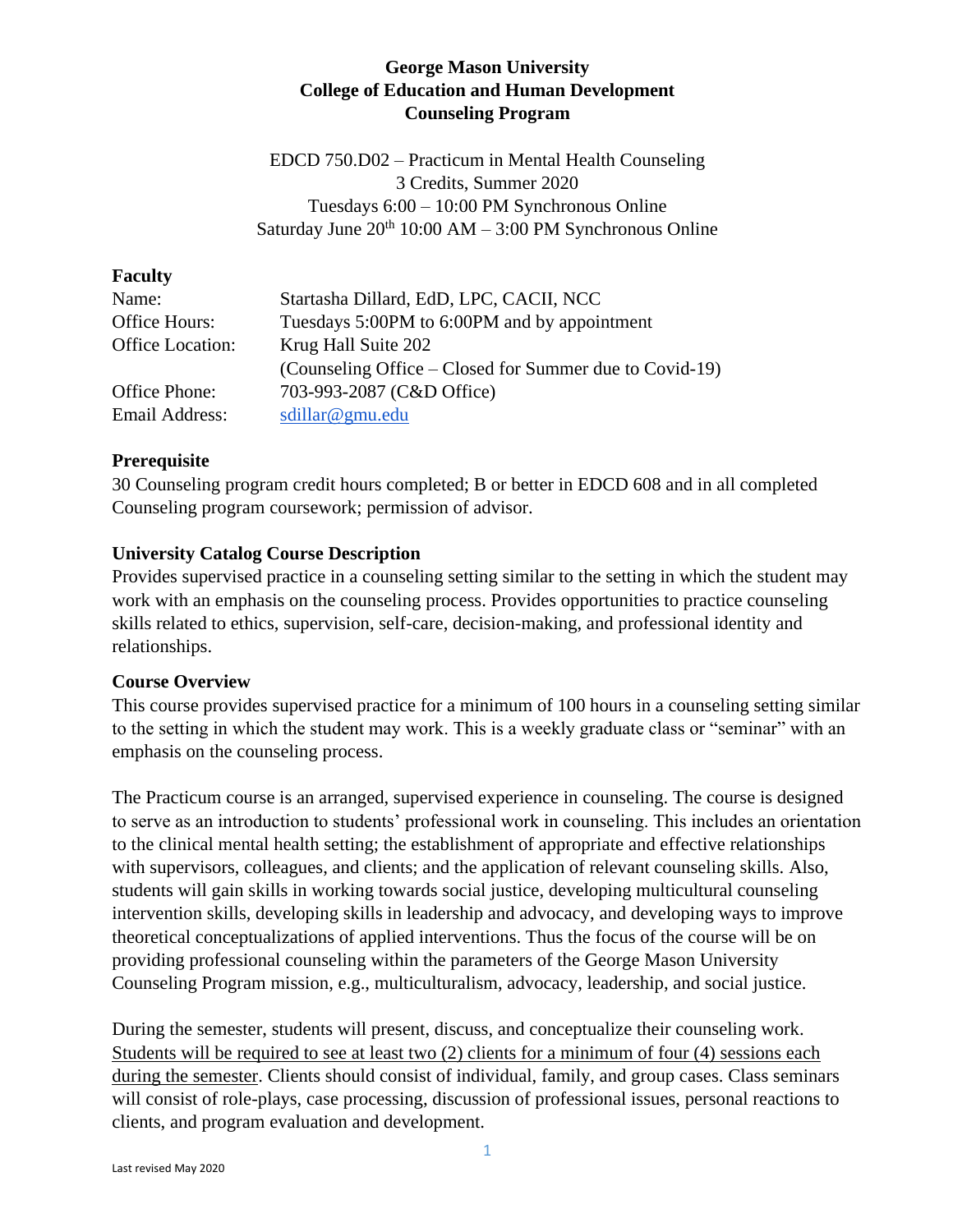**George Mason University**
**College of Education and Human Development**
**Counseling Program**

EDCD 750.D02 – Practicum in Mental Health Counseling
3 Credits, Summer 2020
Tuesdays 6:00 – 10:00 PM Synchronous Online
Saturday June 20th 10:00 AM – 3:00 PM Synchronous Online

## Faculty

| | |
|---|---|
| Name: | Startasha Dillard, EdD, LPC, CACII, NCC |
| Office Hours: | Tuesdays 5:00PM to 6:00PM and by appointment |
| Office Location: | Krug Hall Suite 202 (Counseling Office – Closed for Summer due to Covid-19) |
| Office Phone: | 703-993-2087 (C&D Office) |
| Email Address: | sdillar@gmu.edu |

## Prerequisite

30 Counseling program credit hours completed; B or better in EDCD 608 and in all completed Counseling program coursework; permission of advisor.

## University Catalog Course Description

Provides supervised practice in a counseling setting similar to the setting in which the student may work with an emphasis on the counseling process. Provides opportunities to practice counseling skills related to ethics, supervision, self-care, decision-making, and professional identity and relationships.

## Course Overview

This course provides supervised practice for a minimum of 100 hours in a counseling setting similar to the setting in which the student may work. This is a weekly graduate class or "seminar" with an emphasis on the counseling process.

The Practicum course is an arranged, supervised experience in counseling. The course is designed to serve as an introduction to students' professional work in counseling. This includes an orientation to the clinical mental health setting; the establishment of appropriate and effective relationships with supervisors, colleagues, and clients; and the application of relevant counseling skills. Also, students will gain skills in working towards social justice, developing multicultural counseling intervention skills, developing skills in leadership and advocacy, and developing ways to improve theoretical conceptualizations of applied interventions. Thus the focus of the course will be on providing professional counseling within the parameters of the George Mason University Counseling Program mission, e.g., multiculturalism, advocacy, leadership, and social justice.

During the semester, students will present, discuss, and conceptualize their counseling work. Students will be required to see at least two (2) clients for a minimum of four (4) sessions each during the semester. Clients should consist of individual, family, and group cases. Class seminars will consist of role-plays, case processing, discussion of professional issues, personal reactions to clients, and program evaluation and development.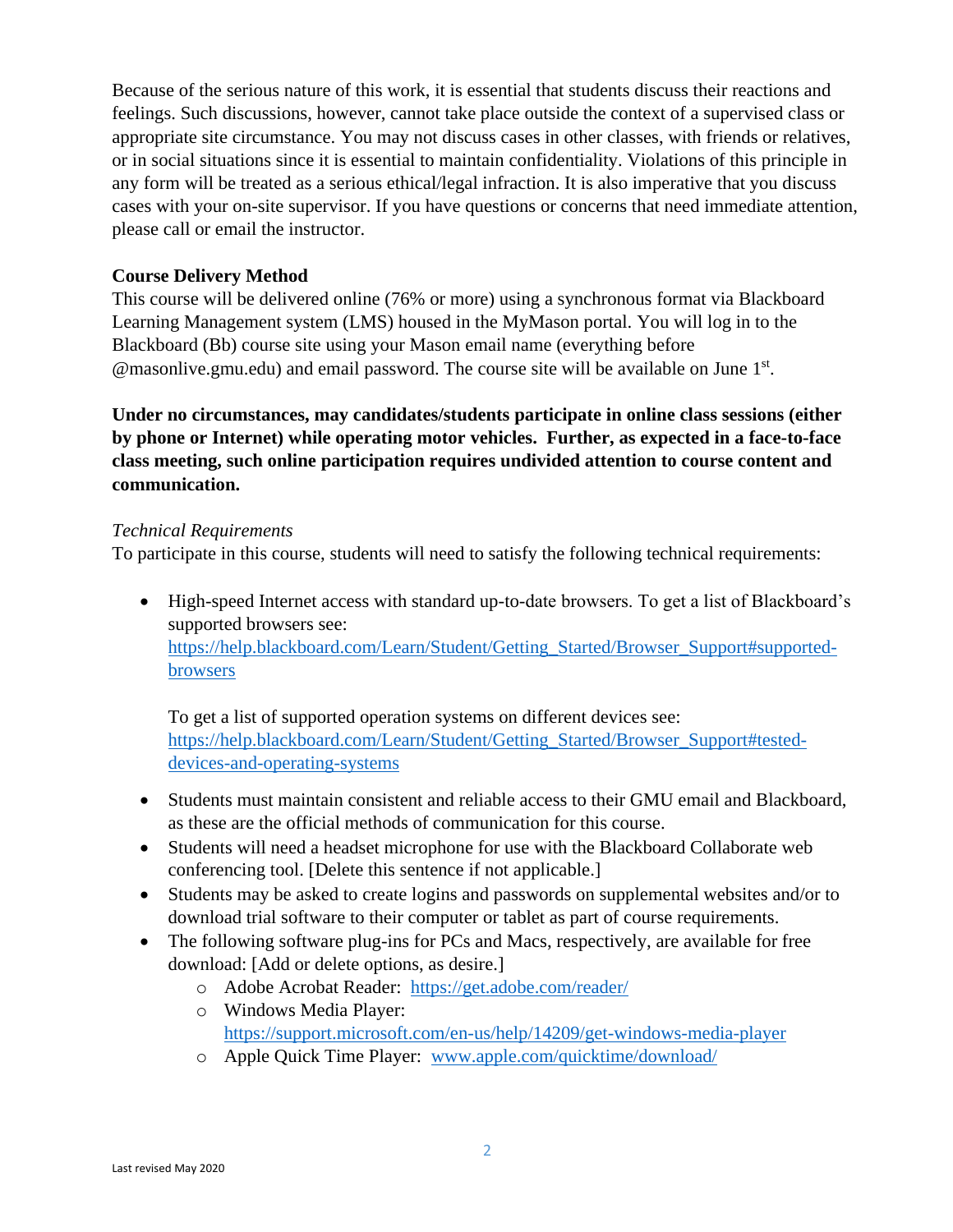Because of the serious nature of this work, it is essential that students discuss their reactions and feelings. Such discussions, however, cannot take place outside the context of a supervised class or appropriate site circumstance. You may not discuss cases in other classes, with friends or relatives, or in social situations since it is essential to maintain confidentiality. Violations of this principle in any form will be treated as a serious ethical/legal infraction. It is also imperative that you discuss cases with your on-site supervisor. If you have questions or concerns that need immediate attention, please call or email the instructor.

**Course Delivery Method**
This course will be delivered online (76% or more) using a synchronous format via Blackboard Learning Management system (LMS) housed in the MyMason portal. You will log in to the Blackboard (Bb) course site using your Mason email name (everything before @masonlive.gmu.edu) and email password. The course site will be available on June 1st.

**Under no circumstances, may candidates/students participate in online class sessions (either by phone or Internet) while operating motor vehicles. Further, as expected in a face-to-face class meeting, such online participation requires undivided attention to course content and communication.**

*Technical Requirements*
To participate in this course, students will need to satisfy the following technical requirements:

- High-speed Internet access with standard up-to-date browsers. To get a list of Blackboard's supported browsers see: https://help.blackboard.com/Learn/Student/Getting_Started/Browser_Support#supported-browsers

  To get a list of supported operation systems on different devices see: https://help.blackboard.com/Learn/Student/Getting_Started/Browser_Support#tested-devices-and-operating-systems

- Students must maintain consistent and reliable access to their GMU email and Blackboard, as these are the official methods of communication for this course.
- Students will need a headset microphone for use with the Blackboard Collaborate web conferencing tool. [Delete this sentence if not applicable.]
- Students may be asked to create logins and passwords on supplemental websites and/or to download trial software to their computer or tablet as part of course requirements.
- The following software plug-ins for PCs and Macs, respectively, are available for free download: [Add or delete options, as desire.]
  - Adobe Acrobat Reader: https://get.adobe.com/reader/
  - Windows Media Player: https://support.microsoft.com/en-us/help/14209/get-windows-media-player
  - Apple Quick Time Player: www.apple.com/quicktime/download/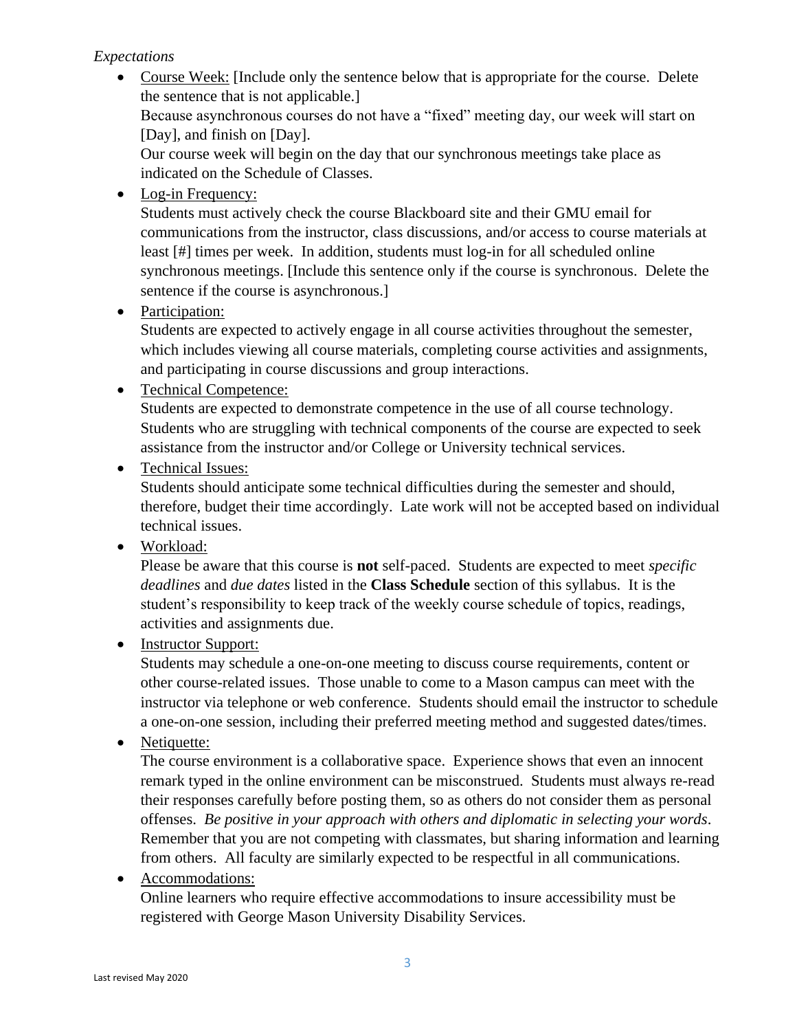*Expectations*

- Course Week: [Include only the sentence below that is appropriate for the course. Delete the sentence that is not applicable.]
  Because asynchronous courses do not have a "fixed" meeting day, our week will start on [Day], and finish on [Day].
  Our course week will begin on the day that our synchronous meetings take place as indicated on the Schedule of Classes.
- Log-in Frequency:
  Students must actively check the course Blackboard site and their GMU email for communications from the instructor, class discussions, and/or access to course materials at least [#] times per week. In addition, students must log-in for all scheduled online synchronous meetings. [Include this sentence only if the course is synchronous. Delete the sentence if the course is asynchronous.]
- Participation:
  Students are expected to actively engage in all course activities throughout the semester, which includes viewing all course materials, completing course activities and assignments, and participating in course discussions and group interactions.
- Technical Competence:
  Students are expected to demonstrate competence in the use of all course technology. Students who are struggling with technical components of the course are expected to seek assistance from the instructor and/or College or University technical services.
- Technical Issues:
  Students should anticipate some technical difficulties during the semester and should, therefore, budget their time accordingly. Late work will not be accepted based on individual technical issues.
- Workload:
  Please be aware that this course is **not** self-paced. Students are expected to meet *specific deadlines* and *due dates* listed in the **Class Schedule** section of this syllabus. It is the student's responsibility to keep track of the weekly course schedule of topics, readings, activities and assignments due.
- Instructor Support:
  Students may schedule a one-on-one meeting to discuss course requirements, content or other course-related issues. Those unable to come to a Mason campus can meet with the instructor via telephone or web conference. Students should email the instructor to schedule a one-on-one session, including their preferred meeting method and suggested dates/times.
- Netiquette:
  The course environment is a collaborative space. Experience shows that even an innocent remark typed in the online environment can be misconstrued. Students must always re-read their responses carefully before posting them, so as others do not consider them as personal offenses. *Be positive in your approach with others and diplomatic in selecting your words*. Remember that you are not competing with classmates, but sharing information and learning from others. All faculty are similarly expected to be respectful in all communications.
- Accommodations:
  Online learners who require effective accommodations to insure accessibility must be registered with George Mason University Disability Services.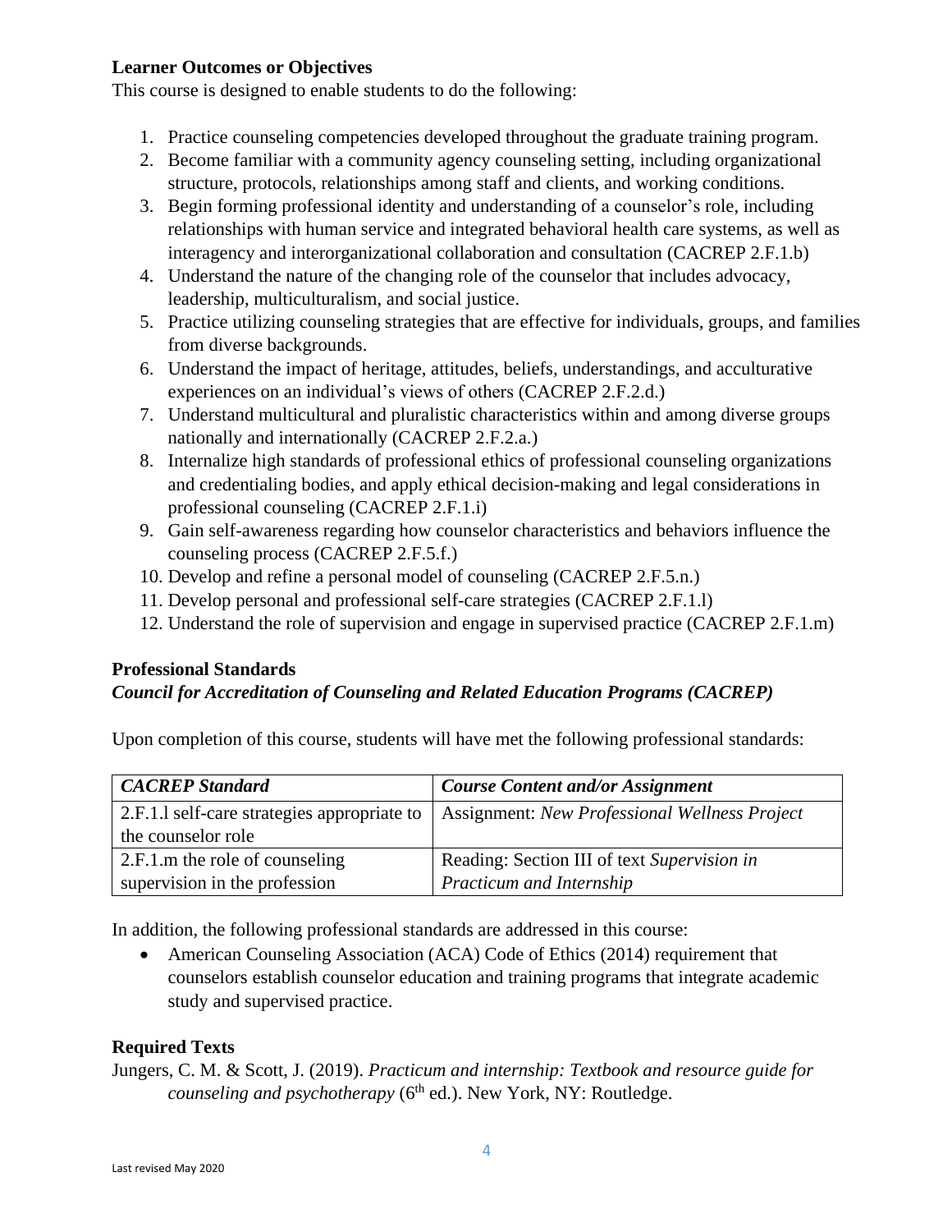### Learner Outcomes or Objectives

This course is designed to enable students to do the following:

1. Practice counseling competencies developed throughout the graduate training program.
2. Become familiar with a community agency counseling setting, including organizational structure, protocols, relationships among staff and clients, and working conditions.
3. Begin forming professional identity and understanding of a counselor's role, including relationships with human service and integrated behavioral health care systems, as well as interagency and interorganizational collaboration and consultation (CACREP 2.F.1.b)
4. Understand the nature of the changing role of the counselor that includes advocacy, leadership, multiculturalism, and social justice.
5. Practice utilizing counseling strategies that are effective for individuals, groups, and families from diverse backgrounds.
6. Understand the impact of heritage, attitudes, beliefs, understandings, and acculturative experiences on an individual's views of others (CACREP 2.F.2.d.)
7. Understand multicultural and pluralistic characteristics within and among diverse groups nationally and internationally (CACREP 2.F.2.a.)
8. Internalize high standards of professional ethics of professional counseling organizations and credentialing bodies, and apply ethical decision-making and legal considerations in professional counseling (CACREP 2.F.1.i)
9. Gain self-awareness regarding how counselor characteristics and behaviors influence the counseling process (CACREP 2.F.5.f.)
10. Develop and refine a personal model of counseling (CACREP 2.F.5.n.)
11. Develop personal and professional self-care strategies (CACREP 2.F.1.l)
12. Understand the role of supervision and engage in supervised practice (CACREP 2.F.1.m)

### Professional Standards

***Council for Accreditation of Counseling and Related Education Programs (CACREP)***

Upon completion of this course, students will have met the following professional standards:

| *CACREP Standard* | *Course Content and/or Assignment* |
| --- | --- |
| 2.F.1.l self-care strategies appropriate to the counselor role | Assignment: *New Professional Wellness Project* |
| 2.F.1.m the role of counseling supervision in the profession | Reading: Section III of text *Supervision in Practicum and Internship* |

In addition, the following professional standards are addressed in this course:

- American Counseling Association (ACA) Code of Ethics (2014) requirement that counselors establish counselor education and training programs that integrate academic study and supervised practice.

### Required Texts

Jungers, C. M. & Scott, J. (2019). *Practicum and internship: Textbook and resource guide for counseling and psychotherapy* (6th ed.). New York, NY: Routledge.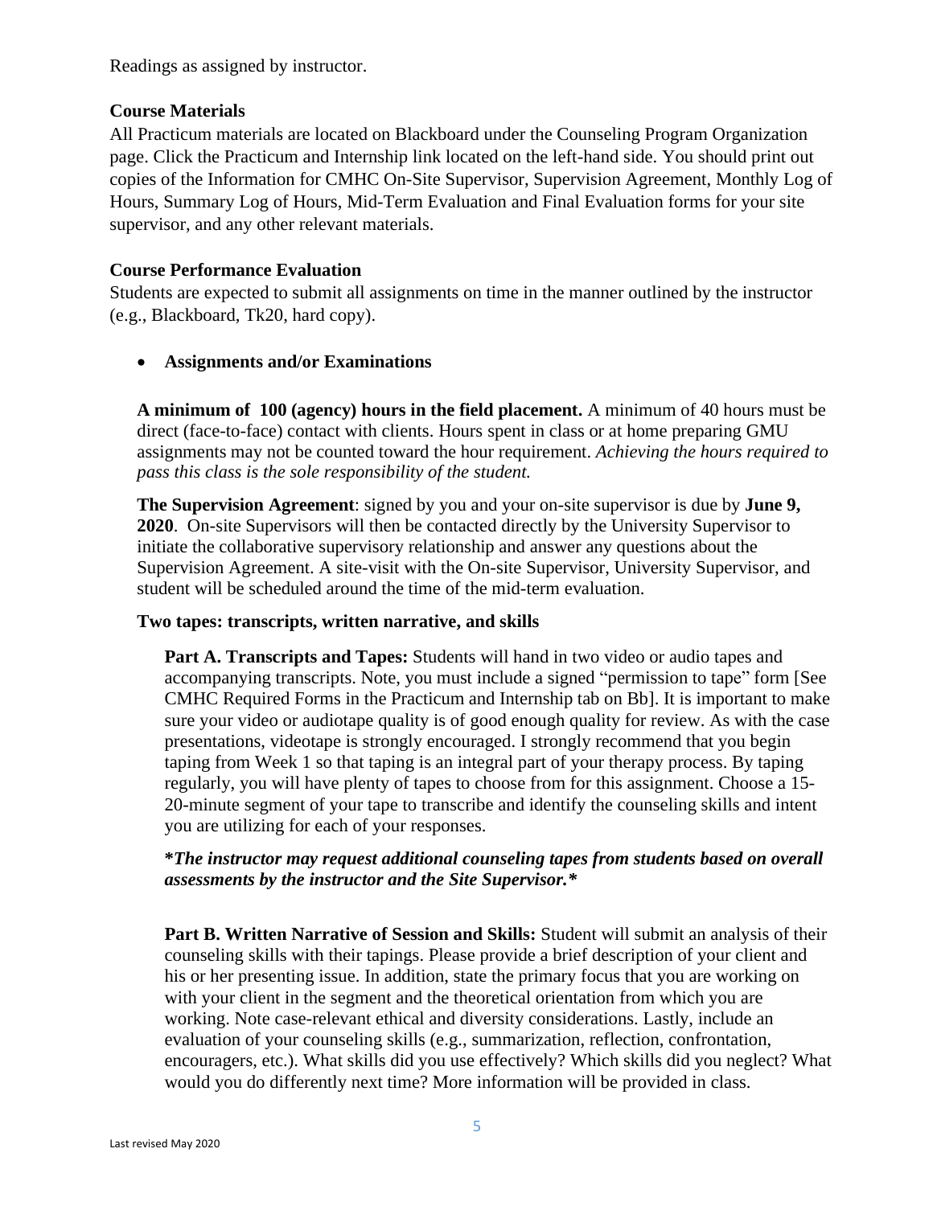Readings as assigned by instructor.

**Course Materials**

All Practicum materials are located on Blackboard under the Counseling Program Organization page. Click the Practicum and Internship link located on the left-hand side. You should print out copies of the Information for CMHC On-Site Supervisor, Supervision Agreement, Monthly Log of Hours, Summary Log of Hours, Mid-Term Evaluation and Final Evaluation forms for your site supervisor, and any other relevant materials.

**Course Performance Evaluation**

Students are expected to submit all assignments on time in the manner outlined by the instructor (e.g., Blackboard, Tk20, hard copy).

- **Assignments and/or Examinations**

**A minimum of 100 (agency) hours in the field placement.** A minimum of 40 hours must be direct (face-to-face) contact with clients. Hours spent in class or at home preparing GMU assignments may not be counted toward the hour requirement. *Achieving the hours required to pass this class is the sole responsibility of the student.*

**The Supervision Agreement**: signed by you and your on-site supervisor is due by **June 9, 2020**. On-site Supervisors will then be contacted directly by the University Supervisor to initiate the collaborative supervisory relationship and answer any questions about the Supervision Agreement. A site-visit with the On-site Supervisor, University Supervisor, and student will be scheduled around the time of the mid-term evaluation.

**Two tapes: transcripts, written narrative, and skills**

**Part A. Transcripts and Tapes:** Students will hand in two video or audio tapes and accompanying transcripts. Note, you must include a signed "permission to tape" form [See CMHC Required Forms in the Practicum and Internship tab on Bb]. It is important to make sure your video or audiotape quality is of good enough quality for review. As with the case presentations, videotape is strongly encouraged. I strongly recommend that you begin taping from Week 1 so that taping is an integral part of your therapy process. By taping regularly, you will have plenty of tapes to choose from for this assignment. Choose a 15-20-minute segment of your tape to transcribe and identify the counseling skills and intent you are utilizing for each of your responses.

***The instructor may request additional counseling tapes from students based on overall assessments by the instructor and the Site Supervisor.***

**Part B. Written Narrative of Session and Skills:** Student will submit an analysis of their counseling skills with their tapings. Please provide a brief description of your client and his or her presenting issue. In addition, state the primary focus that you are working on with your client in the segment and the theoretical orientation from which you are working. Note case-relevant ethical and diversity considerations. Lastly, include an evaluation of your counseling skills (e.g., summarization, reflection, confrontation, encouragers, etc.). What skills did you use effectively? Which skills did you neglect? What would you do differently next time? More information will be provided in class.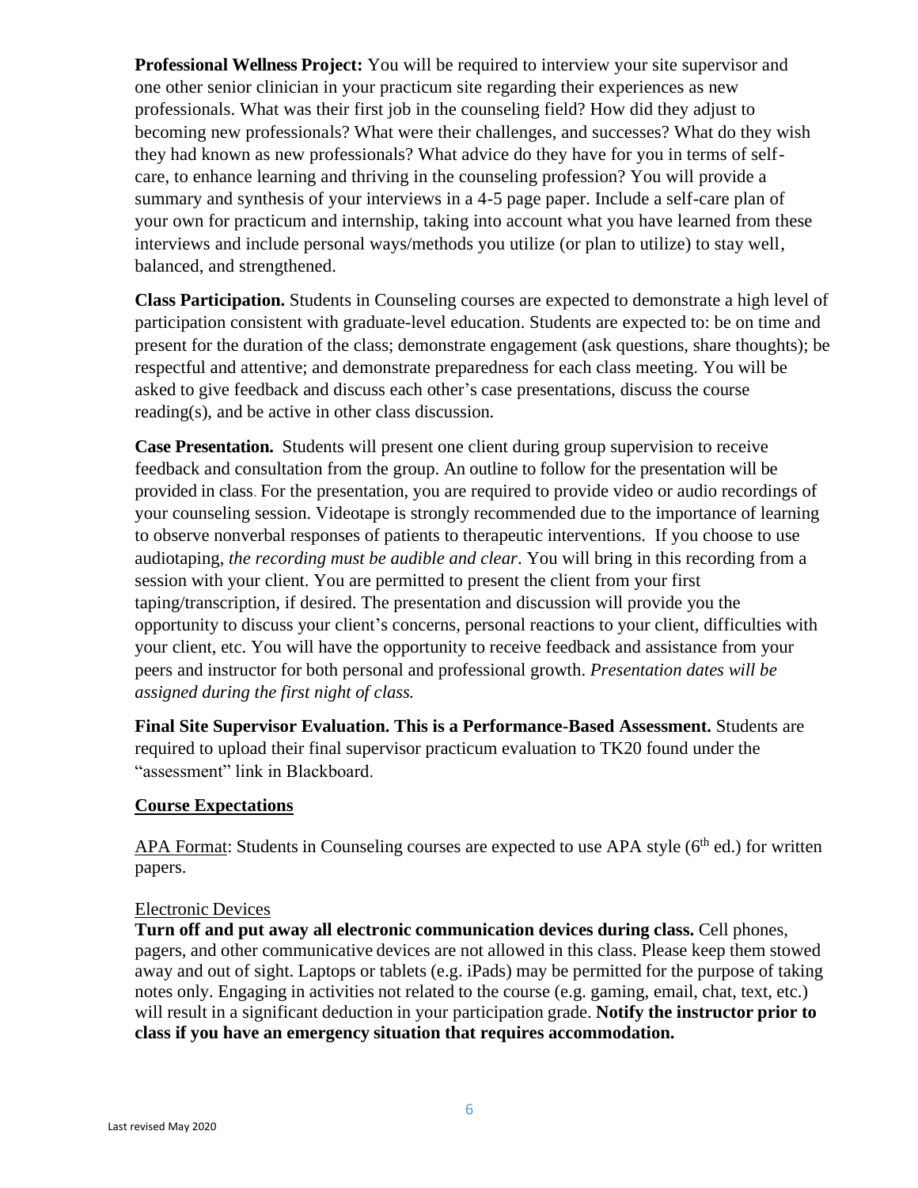**Professional Wellness Project:** You will be required to interview your site supervisor and one other senior clinician in your practicum site regarding their experiences as new professionals. What was their first job in the counseling field? How did they adjust to becoming new professionals? What were their challenges, and successes? What do they wish they had known as new professionals? What advice do they have for you in terms of self-care, to enhance learning and thriving in the counseling profession? You will provide a summary and synthesis of your interviews in a 4-5 page paper. Include a self-care plan of your own for practicum and internship, taking into account what you have learned from these interviews and include personal ways/methods you utilize (or plan to utilize) to stay well, balanced, and strengthened.

**Class Participation.** Students in Counseling courses are expected to demonstrate a high level of participation consistent with graduate-level education. Students are expected to: be on time and present for the duration of the class; demonstrate engagement (ask questions, share thoughts); be respectful and attentive; and demonstrate preparedness for each class meeting. You will be asked to give feedback and discuss each other's case presentations, discuss the course reading(s), and be active in other class discussion.

**Case Presentation.** Students will present one client during group supervision to receive feedback and consultation from the group. An outline to follow for the presentation will be provided in class. For the presentation, you are required to provide video or audio recordings of your counseling session. Videotape is strongly recommended due to the importance of learning to observe nonverbal responses of patients to therapeutic interventions. If you choose to use audiotaping, *the recording must be audible and clear*. You will bring in this recording from a session with your client. You are permitted to present the client from your first taping/transcription, if desired. The presentation and discussion will provide you the opportunity to discuss your client's concerns, personal reactions to your client, difficulties with your client, etc. You will have the opportunity to receive feedback and assistance from your peers and instructor for both personal and professional growth. *Presentation dates will be assigned during the first night of class.*

**Final Site Supervisor Evaluation. This is a Performance-Based Assessment.** Students are required to upload their final supervisor practicum evaluation to TK20 found under the "assessment" link in Blackboard.

## Course Expectations

APA Format: Students in Counseling courses are expected to use APA style (6th ed.) for written papers.

Electronic Devices

**Turn off and put away all electronic communication devices during class.** Cell phones, pagers, and other communicative devices are not allowed in this class. Please keep them stowed away and out of sight. Laptops or tablets (e.g. iPads) may be permitted for the purpose of taking notes only. Engaging in activities not related to the course (e.g. gaming, email, chat, text, etc.) will result in a significant deduction in your participation grade. **Notify the instructor prior to class if you have an emergency situation that requires accommodation.**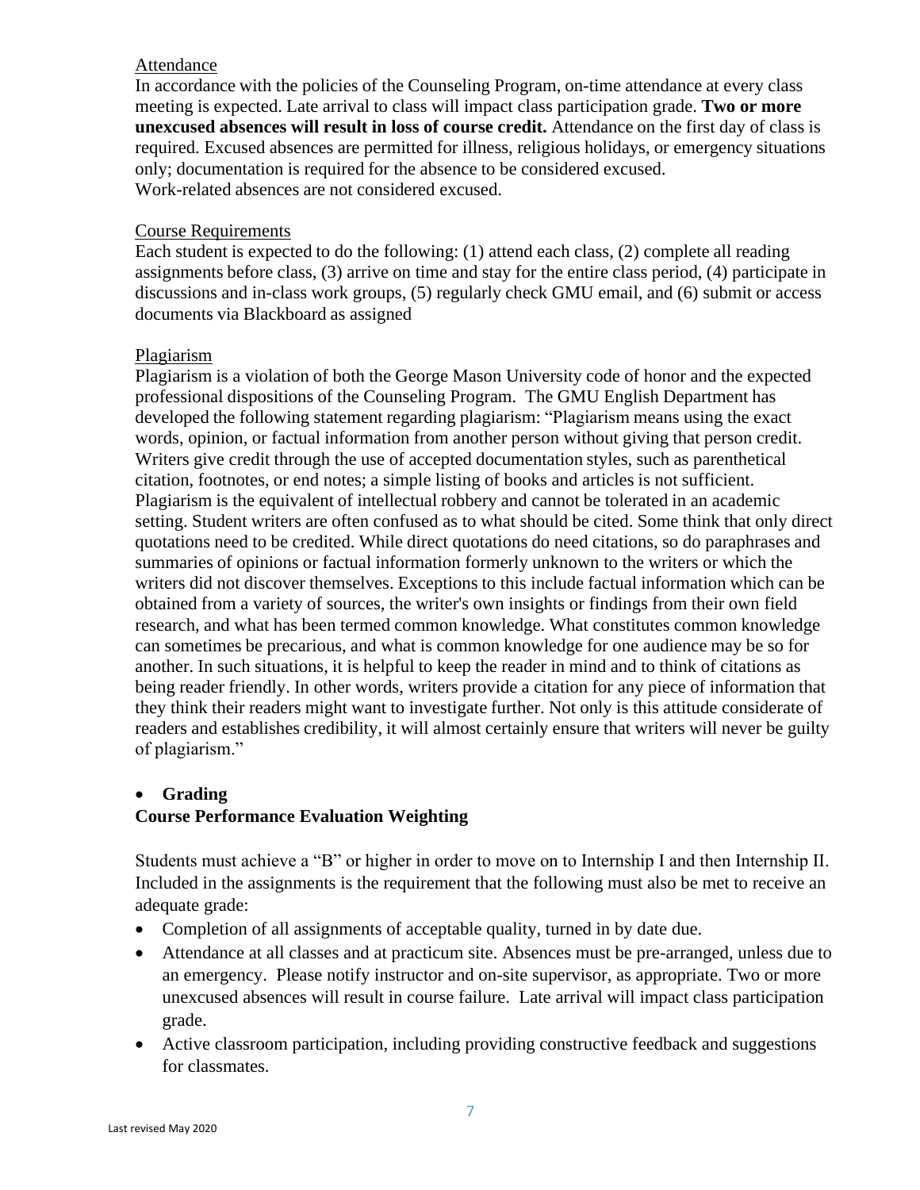Attendance

In accordance with the policies of the Counseling Program, on-time attendance at every class meeting is expected. Late arrival to class will impact class participation grade. **Two or more unexcused absences will result in loss of course credit.** Attendance on the first day of class is required. Excused absences are permitted for illness, religious holidays, or emergency situations only; documentation is required for the absence to be considered excused.
Work-related absences are not considered excused.

Course Requirements

Each student is expected to do the following: (1) attend each class, (2) complete all reading assignments before class, (3) arrive on time and stay for the entire class period, (4) participate in discussions and in-class work groups, (5) regularly check GMU email, and (6) submit or access documents via Blackboard as assigned

Plagiarism

Plagiarism is a violation of both the George Mason University code of honor and the expected professional dispositions of the Counseling Program. The GMU English Department has developed the following statement regarding plagiarism: "Plagiarism means using the exact words, opinion, or factual information from another person without giving that person credit. Writers give credit through the use of accepted documentation styles, such as parenthetical citation, footnotes, or end notes; a simple listing of books and articles is not sufficient. Plagiarism is the equivalent of intellectual robbery and cannot be tolerated in an academic setting. Student writers are often confused as to what should be cited. Some think that only direct quotations need to be credited. While direct quotations do need citations, so do paraphrases and summaries of opinions or factual information formerly unknown to the writers or which the writers did not discover themselves. Exceptions to this include factual information which can be obtained from a variety of sources, the writer's own insights or findings from their own field research, and what has been termed common knowledge. What constitutes common knowledge can sometimes be precarious, and what is common knowledge for one audience may be so for another. In such situations, it is helpful to keep the reader in mind and to think of citations as being reader friendly. In other words, writers provide a citation for any piece of information that they think their readers might want to investigate further. Not only is this attitude considerate of readers and establishes credibility, it will almost certainly ensure that writers will never be guilty of plagiarism."

- **Grading**

**Course Performance Evaluation Weighting**

Students must achieve a "B" or higher in order to move on to Internship I and then Internship II. Included in the assignments is the requirement that the following must also be met to receive an adequate grade:

- Completion of all assignments of acceptable quality, turned in by date due.
- Attendance at all classes and at practicum site. Absences must be pre-arranged, unless due to an emergency. Please notify instructor and on-site supervisor, as appropriate. Two or more unexcused absences will result in course failure. Late arrival will impact class participation grade.
- Active classroom participation, including providing constructive feedback and suggestions for classmates.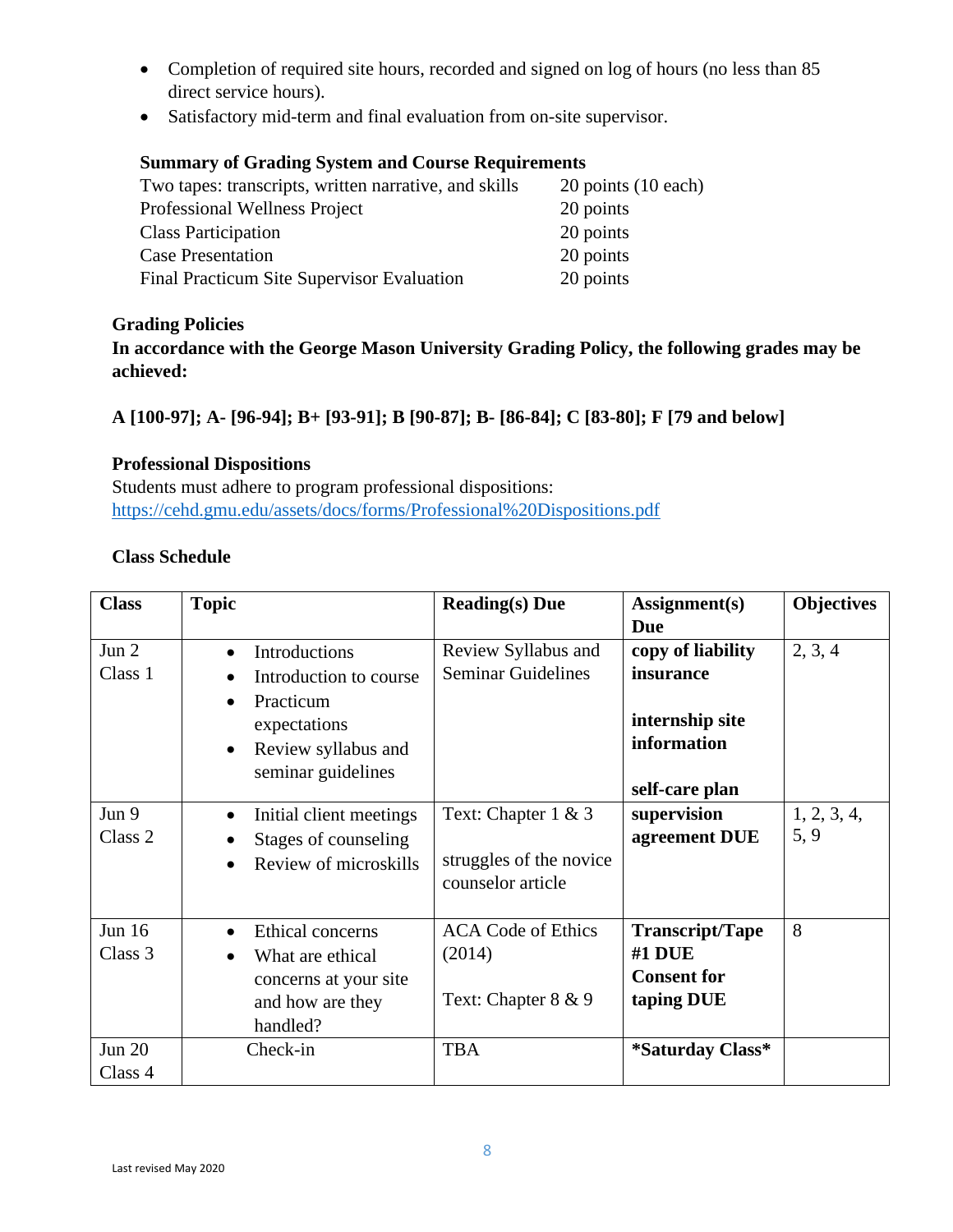- Completion of required site hours, recorded and signed on log of hours (no less than 85 direct service hours).
- Satisfactory mid-term and final evaluation from on-site supervisor.

### Summary of Grading System and Course Requirements

| | |
|---|---|
| Two tapes: transcripts, written narrative, and skills | 20 points (10 each) |
| Professional Wellness Project | 20 points |
| Class Participation | 20 points |
| Case Presentation | 20 points |
| Final Practicum Site Supervisor Evaluation | 20 points |

### Grading Policies

**In accordance with the George Mason University Grading Policy, the following grades may be achieved:**

**A [100-97]; A- [96-94]; B+ [93-91]; B [90-87]; B- [86-84]; C [83-80]; F [79 and below]**

### Professional Dispositions

Students must adhere to program professional dispositions:
https://cehd.gmu.edu/assets/docs/forms/Professional%20Dispositions.pdf

### Class Schedule

| Class | Topic | Reading(s) Due | Assignment(s) Due | Objectives |
|---|---|---|---|---|
| Jun 2<br>Class 1 | • Introductions<br>• Introduction to course<br>• Practicum expectations<br>• Review syllabus and seminar guidelines | Review Syllabus and Seminar Guidelines | **copy of liability insurance**<br><br>**internship site information**<br><br>**self-care plan** | 2, 3, 4 |
| Jun 9<br>Class 2 | • Initial client meetings<br>• Stages of counseling<br>• Review of microskills | Text: Chapter 1 & 3<br><br>struggles of the novice counselor article | **supervision agreement DUE** | 1, 2, 3, 4, 5, 9 |
| Jun 16<br>Class 3 | • Ethical concerns<br>• What are ethical concerns at your site and how are they handled? | ACA Code of Ethics (2014)<br><br>Text: Chapter 8 & 9 | **Transcript/Tape #1 DUE**<br>**Consent for taping DUE** | 8 |
| Jun 20<br>Class 4 | Check-in | TBA | ***Saturday Class*** | |

Last revised May 2020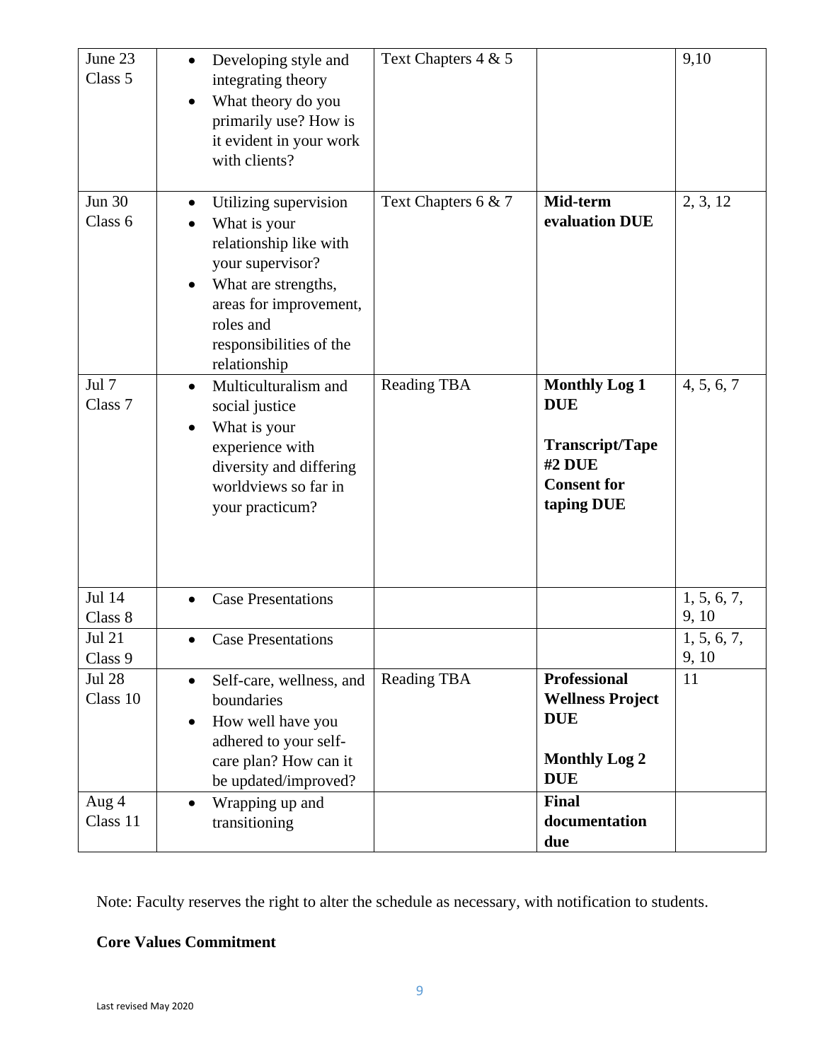| June 23<br>Class 5 | • Developing style and integrating theory<br>• What theory do you primarily use? How is it evident in your work with clients? | Text Chapters 4 & 5 | | 9,10 |
|---|---|---|---|---|
| Jun 30<br>Class 6 | • Utilizing supervision<br>• What is your relationship like with your supervisor?<br>• What are strengths, areas for improvement, roles and responsibilities of the relationship | Text Chapters 6 & 7 | **Mid-term evaluation DUE** | 2, 3, 12 |
| Jul 7<br>Class 7 | • Multiculturalism and social justice<br>• What is your experience with diversity and differing worldviews so far in your practicum? | Reading TBA | **Monthly Log 1 DUE**<br><br>**Transcript/Tape #2 DUE**<br>**Consent for taping DUE** | 4, 5, 6, 7 |
| Jul 14<br>Class 8 | • Case Presentations | | | 1, 5, 6, 7, 9, 10 |
| Jul 21<br>Class 9 | • Case Presentations | | | 1, 5, 6, 7, 9, 10 |
| Jul 28<br>Class 10 | • Self-care, wellness, and boundaries<br>• How well have you adhered to your self-care plan? How can it be updated/improved? | Reading TBA | **Professional Wellness Project DUE**<br><br>**Monthly Log 2 DUE** | 11 |
| Aug 4<br>Class 11 | • Wrapping up and transitioning | | **Final documentation due** | |

Note: Faculty reserves the right to alter the schedule as necessary, with notification to students.

**Core Values Commitment**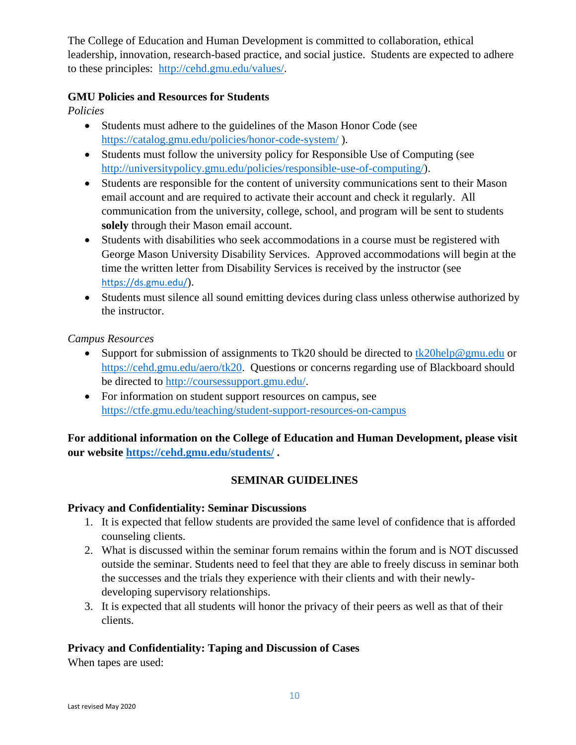The College of Education and Human Development is committed to collaboration, ethical leadership, innovation, research-based practice, and social justice. Students are expected to adhere to these principles: http://cehd.gmu.edu/values/.

### GMU Policies and Resources for Students

*Policies*

- Students must adhere to the guidelines of the Mason Honor Code (see https://catalog.gmu.edu/policies/honor-code-system/ ).
- Students must follow the university policy for Responsible Use of Computing (see http://universitypolicy.gmu.edu/policies/responsible-use-of-computing/).
- Students are responsible for the content of university communications sent to their Mason email account and are required to activate their account and check it regularly. All communication from the university, college, school, and program will be sent to students **solely** through their Mason email account.
- Students with disabilities who seek accommodations in a course must be registered with George Mason University Disability Services. Approved accommodations will begin at the time the written letter from Disability Services is received by the instructor (see https://ds.gmu.edu/).
- Students must silence all sound emitting devices during class unless otherwise authorized by the instructor.

*Campus Resources*

- Support for submission of assignments to Tk20 should be directed to tk20help@gmu.edu or https://cehd.gmu.edu/aero/tk20. Questions or concerns regarding use of Blackboard should be directed to http://coursessupport.gmu.edu/.
- For information on student support resources on campus, see https://ctfe.gmu.edu/teaching/student-support-resources-on-campus

**For additional information on the College of Education and Human Development, please visit our website https://cehd.gmu.edu/students/ .**

## SEMINAR GUIDELINES

### Privacy and Confidentiality: Seminar Discussions

1. It is expected that fellow students are provided the same level of confidence that is afforded counseling clients.
2. What is discussed within the seminar forum remains within the forum and is NOT discussed outside the seminar. Students need to feel that they are able to freely discuss in seminar both the successes and the trials they experience with their clients and with their newly-developing supervisory relationships.
3. It is expected that all students will honor the privacy of their peers as well as that of their clients.

### Privacy and Confidentiality: Taping and Discussion of Cases

When tapes are used: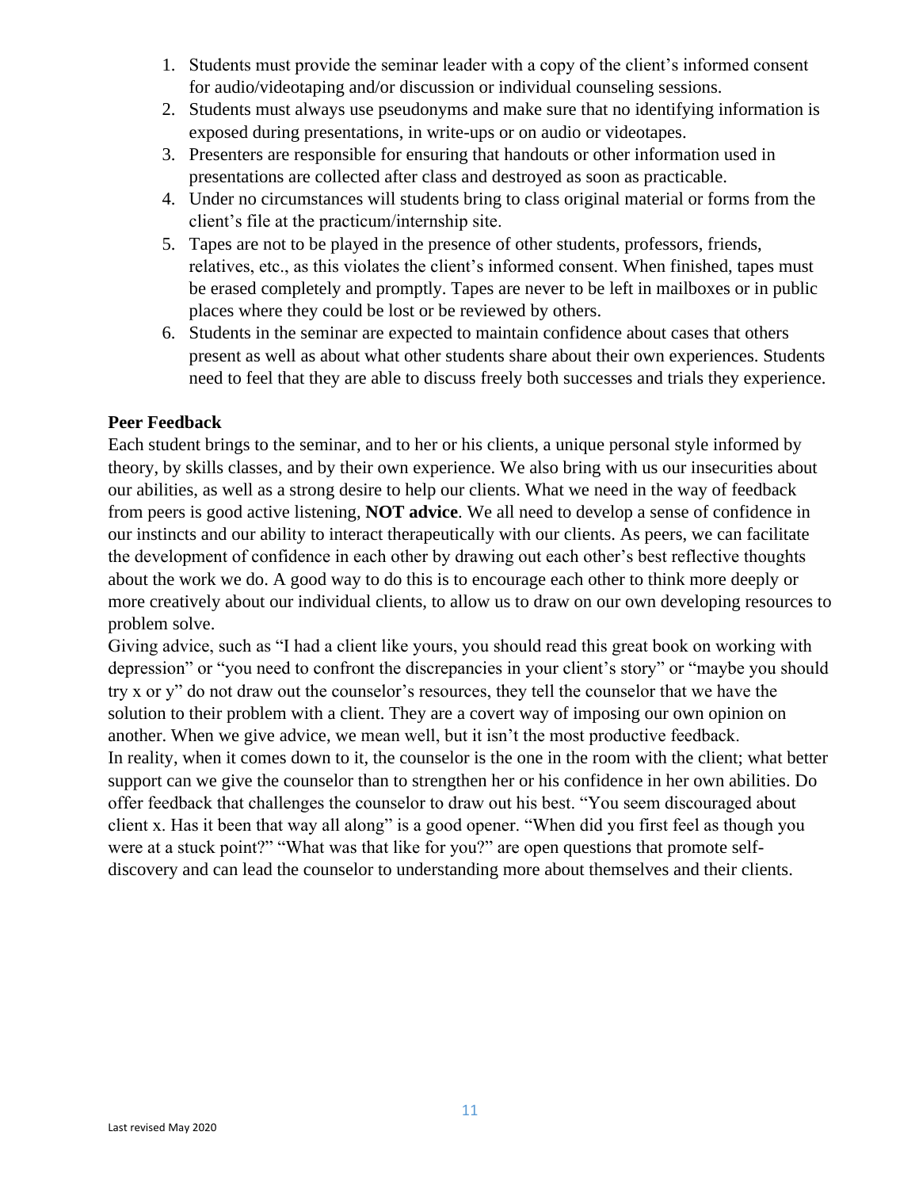1. Students must provide the seminar leader with a copy of the client's informed consent for audio/videotaping and/or discussion or individual counseling sessions.
2. Students must always use pseudonyms and make sure that no identifying information is exposed during presentations, in write-ups or on audio or videotapes.
3. Presenters are responsible for ensuring that handouts or other information used in presentations are collected after class and destroyed as soon as practicable.
4. Under no circumstances will students bring to class original material or forms from the client's file at the practicum/internship site.
5. Tapes are not to be played in the presence of other students, professors, friends, relatives, etc., as this violates the client's informed consent. When finished, tapes must be erased completely and promptly. Tapes are never to be left in mailboxes or in public places where they could be lost or be reviewed by others.
6. Students in the seminar are expected to maintain confidence about cases that others present as well as about what other students share about their own experiences. Students need to feel that they are able to discuss freely both successes and trials they experience.

**Peer Feedback**

Each student brings to the seminar, and to her or his clients, a unique personal style informed by theory, by skills classes, and by their own experience. We also bring with us our insecurities about our abilities, as well as a strong desire to help our clients. What we need in the way of feedback from peers is good active listening, **NOT advice**. We all need to develop a sense of confidence in our instincts and our ability to interact therapeutically with our clients. As peers, we can facilitate the development of confidence in each other by drawing out each other's best reflective thoughts about the work we do. A good way to do this is to encourage each other to think more deeply or more creatively about our individual clients, to allow us to draw on our own developing resources to problem solve.

Giving advice, such as "I had a client like yours, you should read this great book on working with depression" or "you need to confront the discrepancies in your client's story" or "maybe you should try x or y" do not draw out the counselor's resources, they tell the counselor that we have the solution to their problem with a client. They are a covert way of imposing our own opinion on another. When we give advice, we mean well, but it isn't the most productive feedback.

In reality, when it comes down to it, the counselor is the one in the room with the client; what better support can we give the counselor than to strengthen her or his confidence in her own abilities. Do offer feedback that challenges the counselor to draw out his best. "You seem discouraged about client x. Has it been that way all along" is a good opener. "When did you first feel as though you were at a stuck point?" "What was that like for you?" are open questions that promote self-discovery and can lead the counselor to understanding more about themselves and their clients.